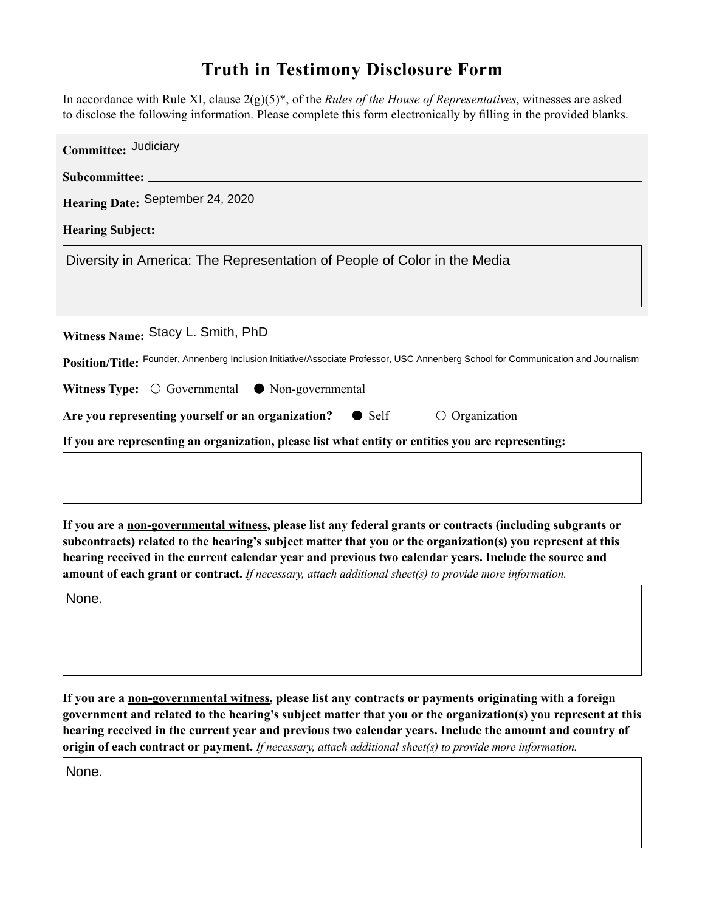# Truth in Testimony Disclosure Form

In accordance with Rule XI, clause 2(g)(5)*, of the *Rules of the House of Representatives*, witnesses are asked to disclose the following information. Please complete this form electronically by filling in the provided blanks.

**Committee:** Judiciary

**Subcommittee:**

**Hearing Date:** September 24, 2020

**Hearing Subject:**

Diversity in America: The Representation of People of Color in the Media

**Witness Name:** Stacy L. Smith, PhD

**Position/Title:** Founder, Annenberg Inclusion Initiative/Associate Professor, USC Annenberg School for Communication and Journalism

**Witness Type:** ○ Governmental ● Non-governmental

**Are you representing yourself or an organization?** ● Self ○ Organization

**If you are representing an organization, please list what entity or entities you are representing:**

**If you are a non-governmental witness, please list any federal grants or contracts (including subgrants or subcontracts) related to the hearing's subject matter that you or the organization(s) you represent at this hearing received in the current calendar year and previous two calendar years. Include the source and amount of each grant or contract.** *If necessary, attach additional sheet(s) to provide more information.*

None.

**If you are a non-governmental witness, please list any contracts or payments originating with a foreign government and related to the hearing's subject matter that you or the organization(s) you represent at this hearing received in the current year and previous two calendar years. Include the amount and country of origin of each contract or payment.** *If necessary, attach additional sheet(s) to provide more information.*

None.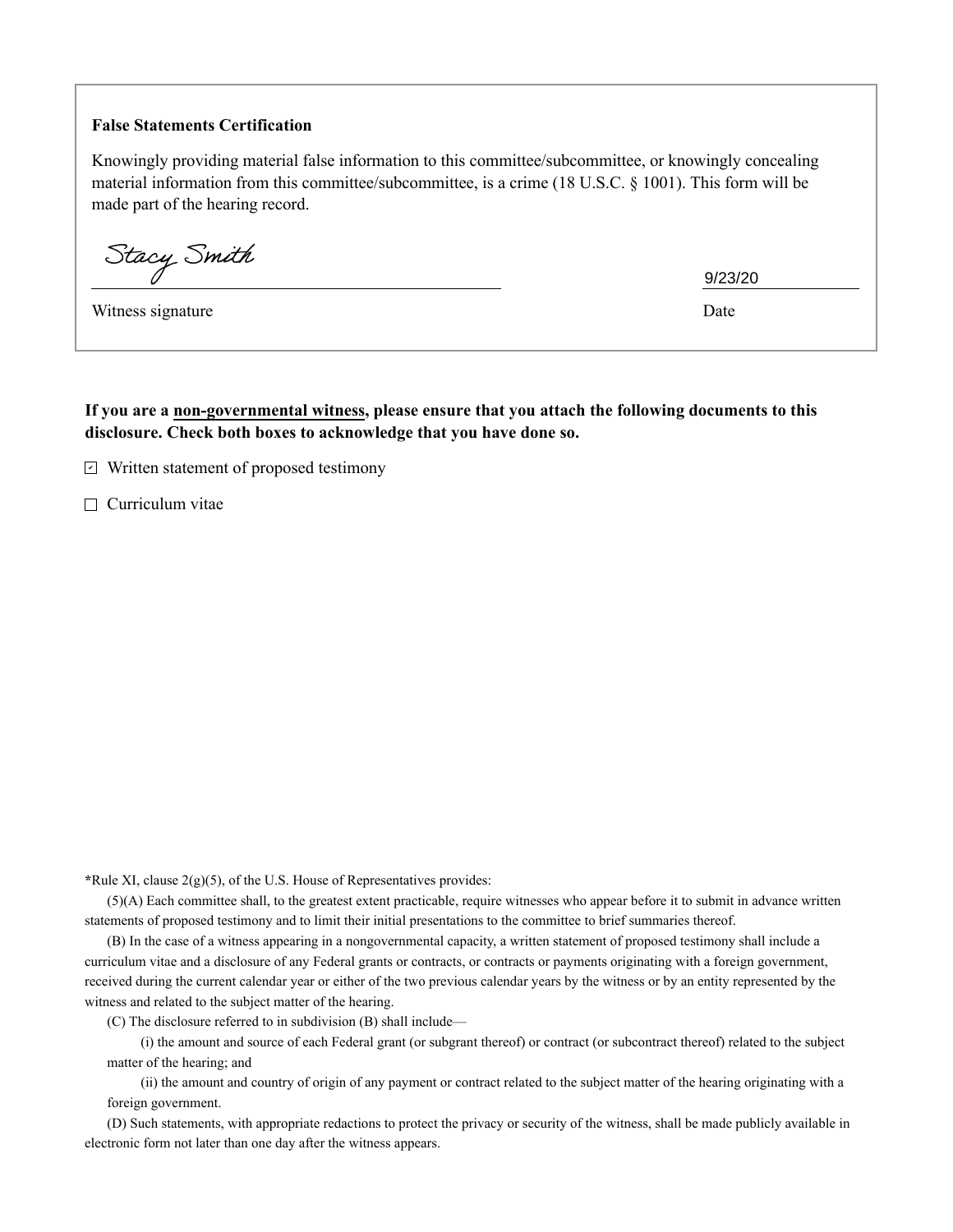**False Statements Certification**

Knowingly providing material false information to this committee/subcommittee, or knowingly concealing material information from this committee/subcommittee, is a crime (18 U.S.C. § 1001). This form will be made part of the hearing record.

Stacy Smith

Witness signature

9/23/20

Date

**If you are a <u>non-governmental witness</u>, please ensure that you attach the following documents to this disclosure. Check both boxes to acknowledge that you have done so.**

- [x] Written statement of proposed testimony
- [ ] Curriculum vitae

***Rule XI, clause 2(g)(5), of the U.S. House of Representatives provides:**

(5)(A) Each committee shall, to the greatest extent practicable, require witnesses who appear before it to submit in advance written statements of proposed testimony and to limit their initial presentations to the committee to brief summaries thereof.

(B) In the case of a witness appearing in a nongovernmental capacity, a written statement of proposed testimony shall include a curriculum vitae and a disclosure of any Federal grants or contracts, or contracts or payments originating with a foreign government, received during the current calendar year or either of the two previous calendar years by the witness or by an entity represented by the witness and related to the subject matter of the hearing.

(C) The disclosure referred to in subdivision (B) shall include—

(i) the amount and source of each Federal grant (or subgrant thereof) or contract (or subcontract thereof) related to the subject matter of the hearing; and

(ii) the amount and country of origin of any payment or contract related to the subject matter of the hearing originating with a foreign government.

(D) Such statements, with appropriate redactions to protect the privacy or security of the witness, shall be made publicly available in electronic form not later than one day after the witness appears.